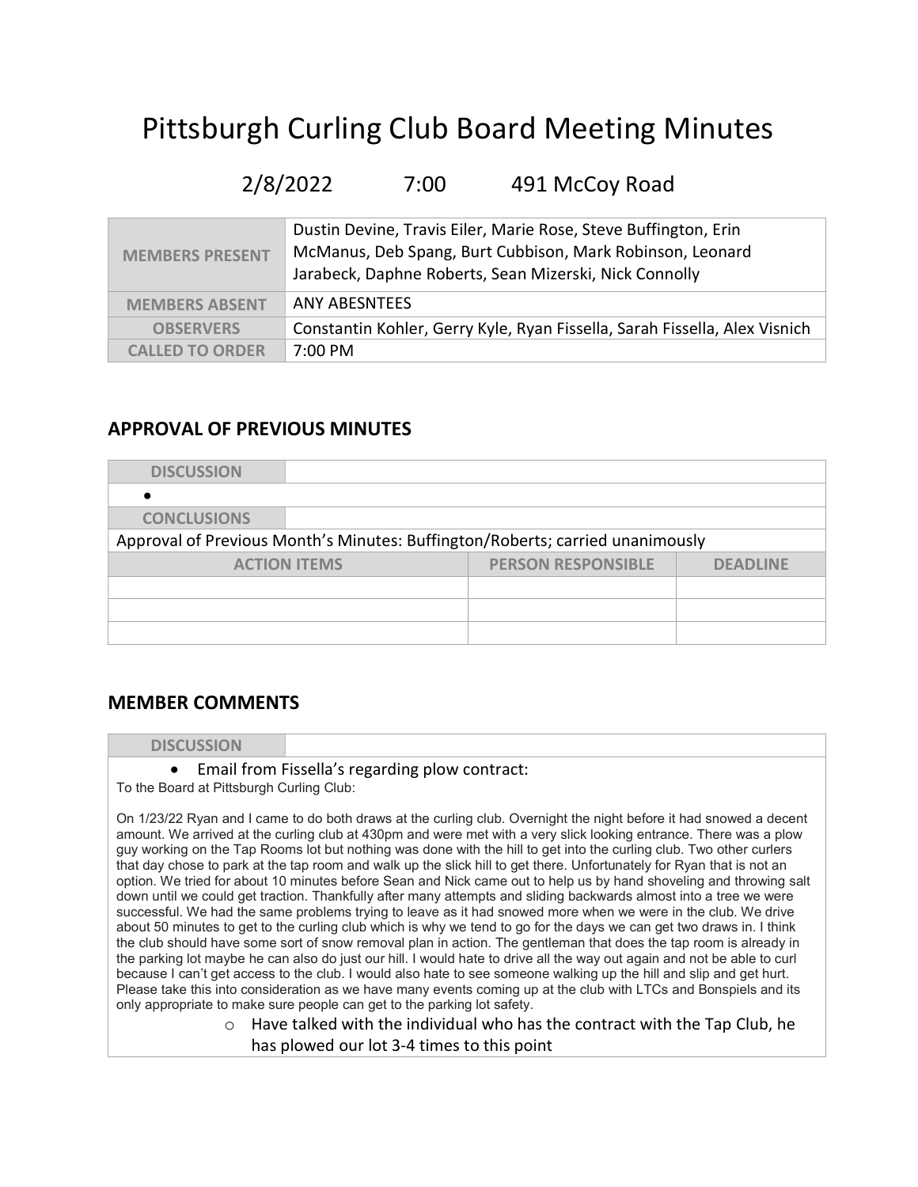# Pittsburgh Curling Club Board Meeting Minutes

2/8/2022 7:00 491 McCoy Road

| | |
|---|---|
| **MEMBERS PRESENT** | Dustin Devine, Travis Eiler, Marie Rose, Steve Buffington, Erin McManus, Deb Spang, Burt Cubbison, Mark Robinson, Leonard Jarabeck, Daphne Roberts, Sean Mizerski, Nick Connolly |
| **MEMBERS ABSENT** | ANY ABESNTEES |
| **OBSERVERS** | Constantin Kohler, Gerry Kyle, Ryan Fissella, Sarah Fissella, Alex Visnich |
| **CALLED TO ORDER** | 7:00 PM |

## APPROVAL OF PREVIOUS MINUTES

**DISCUSSION**

- 

**CONCLUSIONS**

Approval of Previous Month's Minutes: Buffington/Roberts; carried unanimously

| ACTION ITEMS | PERSON RESPONSIBLE | DEADLINE |
|---|---|---|
| | | |
| | | |
| | | |

## MEMBER COMMENTS

**DISCUSSION**

- Email from Fissella's regarding plow contract:

To the Board at Pittsburgh Curling Club:

On 1/23/22 Ryan and I came to do both draws at the curling club. Overnight the night before it had snowed a decent amount. We arrived at the curling club at 430pm and were met with a very slick looking entrance. There was a plow guy working on the Tap Rooms lot but nothing was done with the hill to get into the curling club. Two other curlers that day chose to park at the tap room and walk up the slick hill to get there. Unfortunately for Ryan that is not an option. We tried for about 10 minutes before Sean and Nick came out to help us by hand shoveling and throwing salt down until we could get traction. Thankfully after many attempts and sliding backwards almost into a tree we were successful. We had the same problems trying to leave as it had snowed more when we were in the club. We drive about 50 minutes to get to the curling club which is why we tend to go for the days we can get two draws in. I think the club should have some sort of snow removal plan in action. The gentleman that does the tap room is already in the parking lot maybe he can also do just our hill. I would hate to drive all the way out again and not be able to curl because I can't get access to the club. I would also hate to see someone walking up the hill and slip and get hurt. Please take this into consideration as we have many events coming up at the club with LTCs and Bonspiels and its only appropriate to make sure people can get to the parking lot safety.

  - Have talked with the individual who has the contract with the Tap Club, he has plowed our lot 3-4 times to this point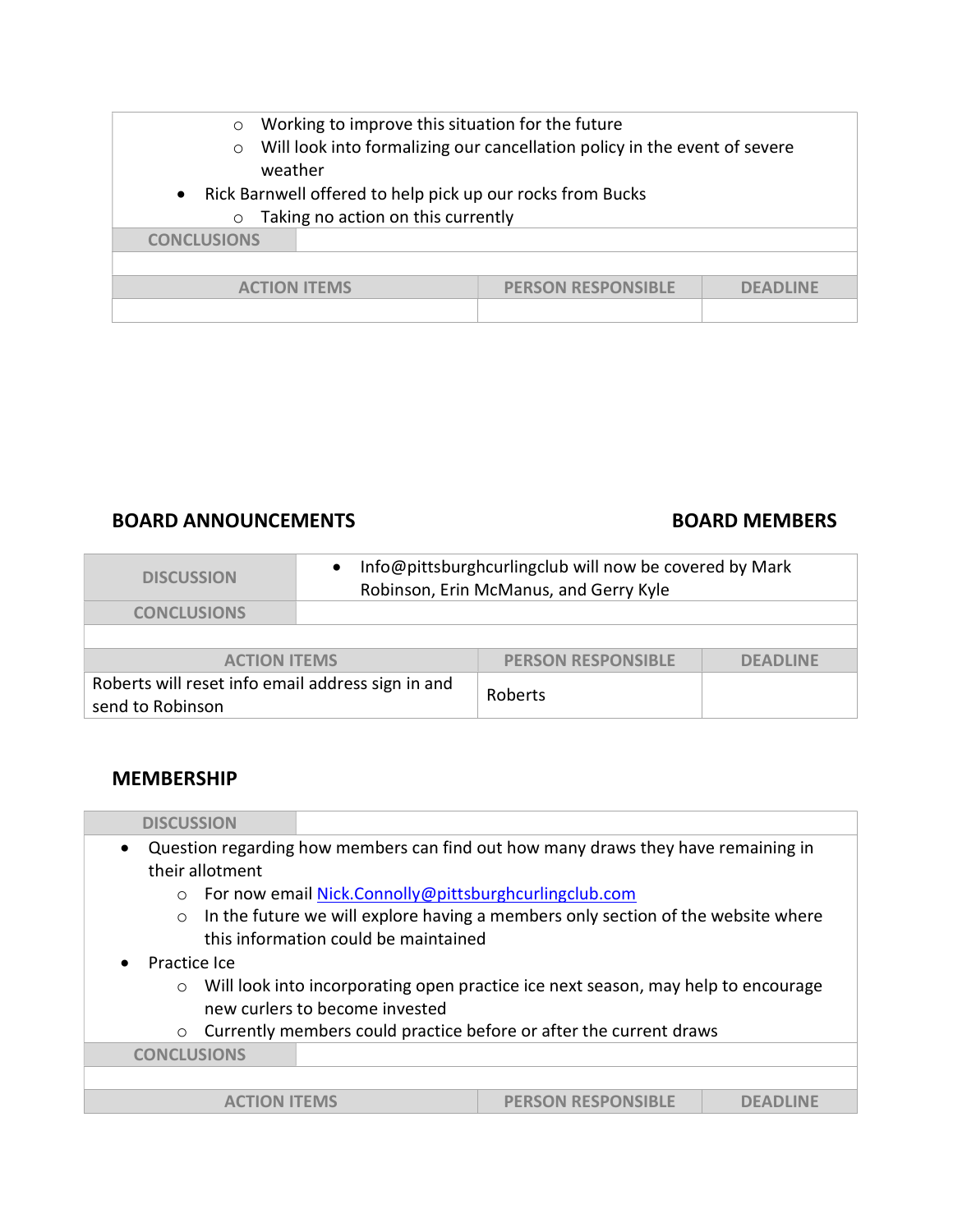- Working to improve this situation for the future
- Will look into formalizing our cancellation policy in the event of severe weather

- Rick Barnwell offered to help pick up our rocks from Bucks
  - Taking no action on this currently

| CONCLUSIONS | | |
|---|---|---|
| | | |
| **ACTION ITEMS** | **PERSON RESPONSIBLE** | **DEADLINE** |
| | | |

## BOARD ANNOUNCEMENTS — BOARD MEMBERS

| DISCUSSION | • Info@pittsburghcurlingclub will now be covered by Mark Robinson, Erin McManus, and Gerry Kyle | |
|---|---|---|
| CONCLUSIONS | | |
| | | |
| **ACTION ITEMS** | **PERSON RESPONSIBLE** | **DEADLINE** |
| Roberts will reset info email address sign in and send to Robinson | Roberts | |

## MEMBERSHIP

**DISCUSSION**

- Question regarding how members can find out how many draws they have remaining in their allotment
  - For now email Nick.Connolly@pittsburghcurlingclub.com
  - In the future we will explore having a members only section of the website where this information could be maintained
- Practice Ice
  - Will look into incorporating open practice ice next season, may help to encourage new curlers to become invested
  - Currently members could practice before or after the current draws

| CONCLUSIONS | | |
|---|---|---|
| | | |
| **ACTION ITEMS** | **PERSON RESPONSIBLE** | **DEADLINE** |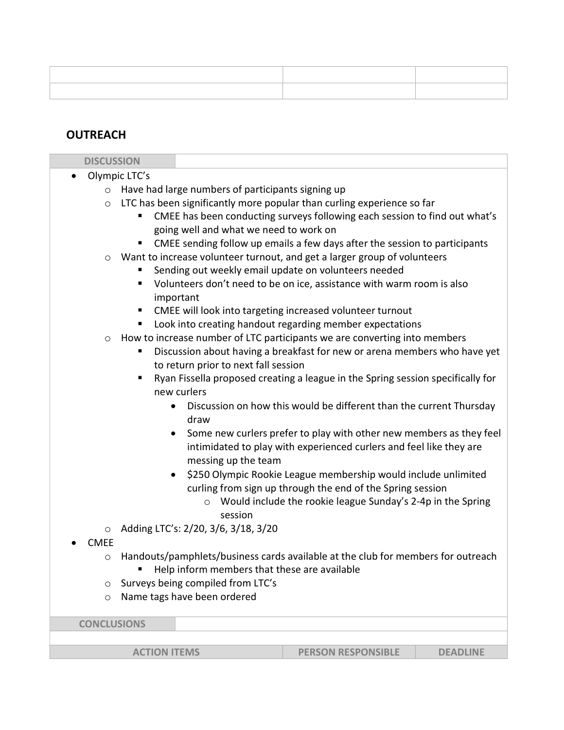| | | |
|---|---|---|
| | | |
| | | |

## OUTREACH

**DISCUSSION**

- Olympic LTC's
  - Have had large numbers of participants signing up
  - LTC has been significantly more popular than curling experience so far
    - CMEE has been conducting surveys following each session to find out what's going well and what we need to work on
    - CMEE sending follow up emails a few days after the session to participants
  - Want to increase volunteer turnout, and get a larger group of volunteers
    - Sending out weekly email update on volunteers needed
    - Volunteers don't need to be on ice, assistance with warm room is also important
    - CMEE will look into targeting increased volunteer turnout
    - Look into creating handout regarding member expectations
  - How to increase number of LTC participants we are converting into members
    - Discussion about having a breakfast for new or arena members who have yet to return prior to next fall session
    - Ryan Fissella proposed creating a league in the Spring session specifically for new curlers
      - Discussion on how this would be different than the current Thursday draw
      - Some new curlers prefer to play with other new members as they feel intimidated to play with experienced curlers and feel like they are messing up the team
      - $250 Olympic Rookie League membership would include unlimited curling from sign up through the end of the Spring session
        - Would include the rookie league Sunday's 2-4p in the Spring session
  - Adding LTC's: 2/20, 3/6, 3/18, 3/20
- CMEE
  - Handouts/pamphlets/business cards available at the club for members for outreach
    - Help inform members that these are available
  - Surveys being compiled from LTC's
  - Name tags have been ordered

**CONCLUSIONS**

| ACTION ITEMS | PERSON RESPONSIBLE | DEADLINE |
|---|---|---|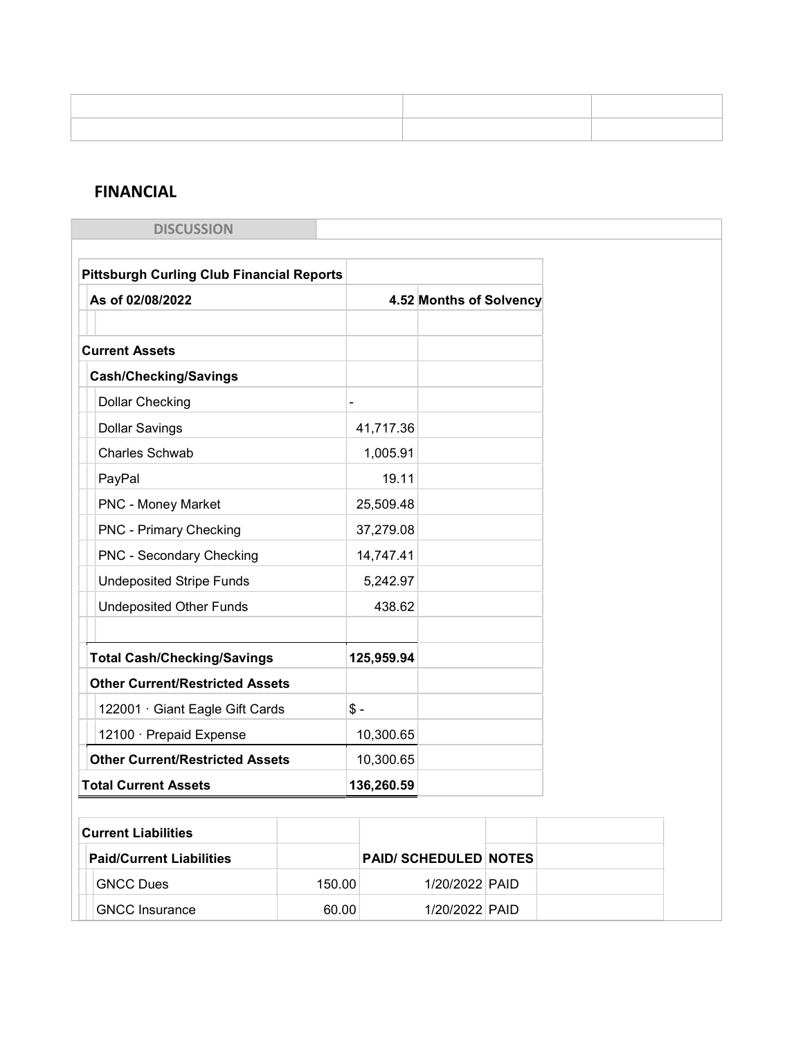| | | |
|---|---|---|
| | | |

## FINANCIAL

**DISCUSSION**

| **Pittsburgh Curling Club Financial Reports** | | |
|---|---|---|
| **As of 02/08/2022** | | **4.52 Months of Solvency** |
| | | |
| **Current Assets** | | |
| **Cash/Checking/Savings** | | |
| Dollar Checking | - | |
| Dollar Savings | 41,717.36 | |
| Charles Schwab | 1,005.91 | |
| PayPal | 19.11 | |
| PNC - Money Market | 25,509.48 | |
| PNC - Primary Checking | 37,279.08 | |
| PNC - Secondary Checking | 14,747.41 | |
| Undeposited Stripe Funds | 5,242.97 | |
| Undeposited Other Funds | 438.62 | |
| | | |
| **Total Cash/Checking/Savings** | **125,959.94** | |
| **Other Current/Restricted Assets** | | |
| 122001 · Giant Eagle Gift Cards | $ - | |
| 12100 · Prepaid Expense | 10,300.65 | |
| **Other Current/Restricted Assets** | 10,300.65 | |
| **Total Current Assets** | **136,260.59** | |

| **Current Liabilities** | | | | |
|---|---|---|---|---|
| **Paid/Current Liabilities** | | **PAID/ SCHEDULED** | **NOTES** | |
| GNCC Dues | 150.00 | 1/20/2022 | PAID | |
| GNCC Insurance | 60.00 | 1/20/2022 | PAID | |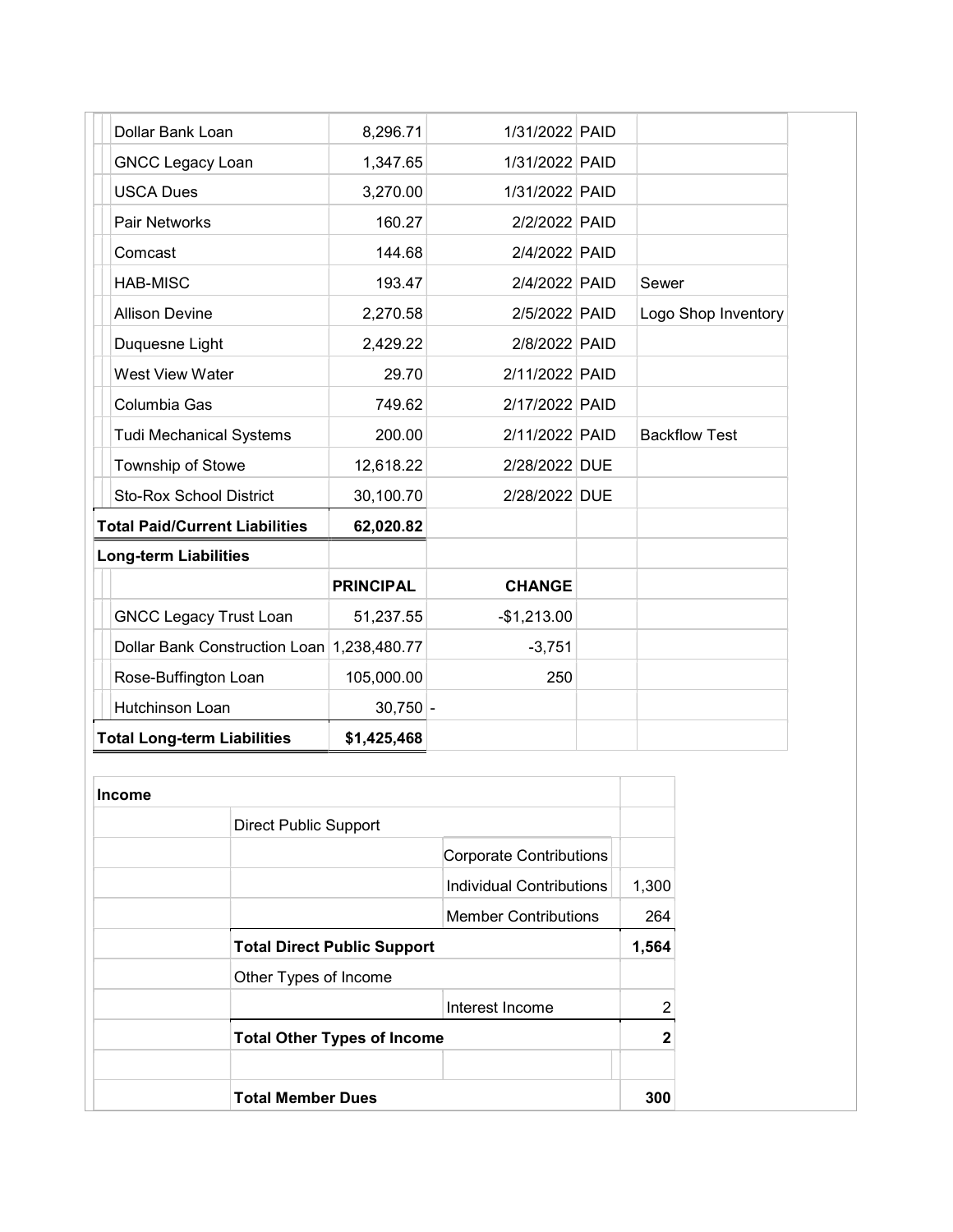| | | | | |
|---|---|---|---|---|
| Dollar Bank Loan | 8,296.71 | 1/31/2022 | PAID | |
| GNCC Legacy Loan | 1,347.65 | 1/31/2022 | PAID | |
| USCA Dues | 3,270.00 | 1/31/2022 | PAID | |
| Pair Networks | 160.27 | 2/2/2022 | PAID | |
| Comcast | 144.68 | 2/4/2022 | PAID | |
| HAB-MISC | 193.47 | 2/4/2022 | PAID | Sewer |
| Allison Devine | 2,270.58 | 2/5/2022 | PAID | Logo Shop Inventory |
| Duquesne Light | 2,429.22 | 2/8/2022 | PAID | |
| West View Water | 29.70 | 2/11/2022 | PAID | |
| Columbia Gas | 749.62 | 2/17/2022 | PAID | |
| Tudi Mechanical Systems | 200.00 | 2/11/2022 | PAID | Backflow Test |
| Township of Stowe | 12,618.22 | 2/28/2022 | DUE | |
| Sto-Rox School District | 30,100.70 | 2/28/2022 | DUE | |
| **Total Paid/Current Liabilities** | **62,020.82** | | | |
| **Long-term Liabilities** | | | | |
| | **PRINCIPAL** | **CHANGE** | | |
| GNCC Legacy Trust Loan | 51,237.55 | -$1,213.00 | | |
| Dollar Bank Construction Loan | 1,238,480.77 | -3,751 | | |
| Rose-Buffington Loan | 105,000.00 | 250 | | |
| Hutchinson Loan | 30,750 | - | | |
| **Total Long-term Liabilities** | **$1,425,468** | | | |

| **Income** | | | |
|---|---|---|---|
| | Direct Public Support | | |
| | | Corporate Contributions | |
| | | Individual Contributions | 1,300 |
| | | Member Contributions | 264 |
| | **Total Direct Public Support** | | **1,564** |
| | Other Types of Income | | |
| | | Interest Income | 2 |
| | **Total Other Types of Income** | | **2** |
| | | | |
| | **Total Member Dues** | | **300** |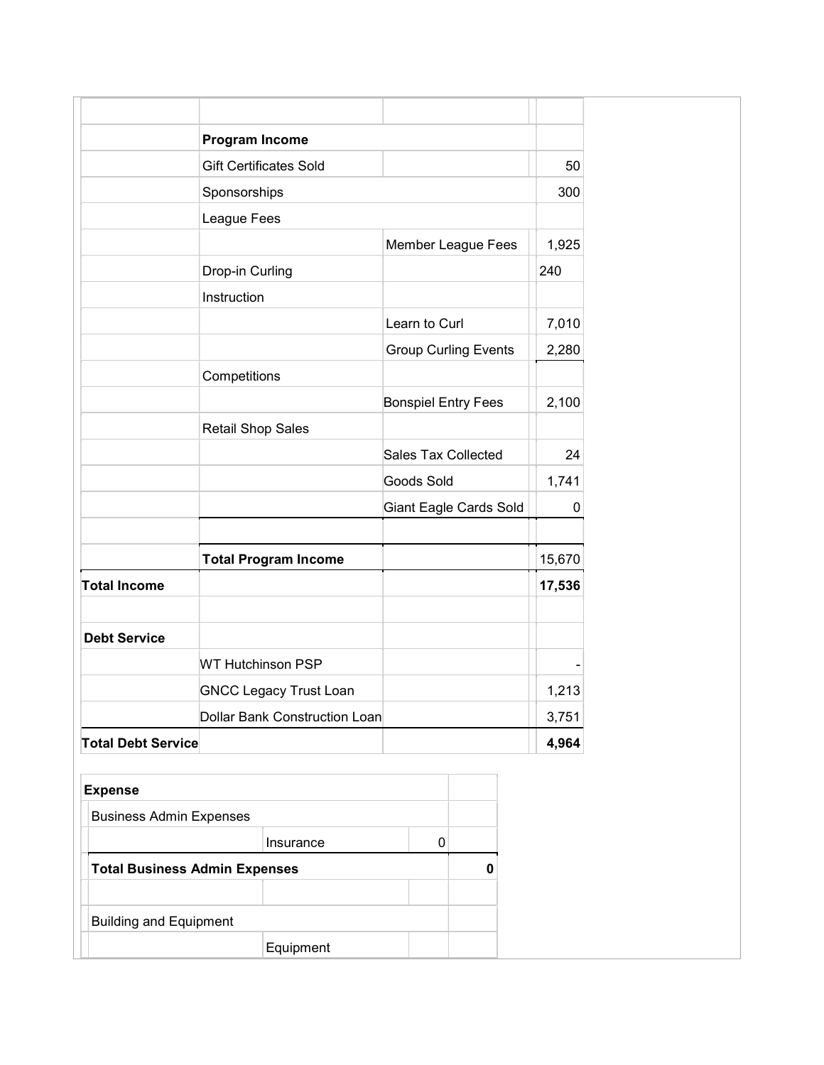| | | | |
|---|---|---|---|
| | **Program Income** | | |
| | Gift Certificates Sold | | 50 |
| | Sponsorships | | 300 |
| | League Fees | | |
| | | Member League Fees | 1,925 |
| | Drop-in Curling | | 240 |
| | Instruction | | |
| | | Learn to Curl | 7,010 |
| | | Group Curling Events | 2,280 |
| | Competitions | | |
| | | Bonspiel Entry Fees | 2,100 |
| | Retail Shop Sales | | |
| | | Sales Tax Collected | 24 |
| | | Goods Sold | 1,741 |
| | | Giant Eagle Cards Sold | 0 |
| | | | |
| | **Total Program Income** | | 15,670 |
| **Total Income** | | | **17,536** |
| | | | |
| **Debt Service** | | | |
| | WT Hutchinson PSP | | - |
| | GNCC Legacy Trust Loan | | 1,213 |
| | Dollar Bank Construction Loan | | 3,751 |
| **Total Debt Service** | | | **4,964** |

| | | | |
|---|---|---|---|
| **Expense** | | | |
| Business Admin Expenses | | | |
| | Insurance | 0 | |
| **Total Business Admin Expenses** | | | **0** |
| | | | |
| Building and Equipment | | | |
| | Equipment | | |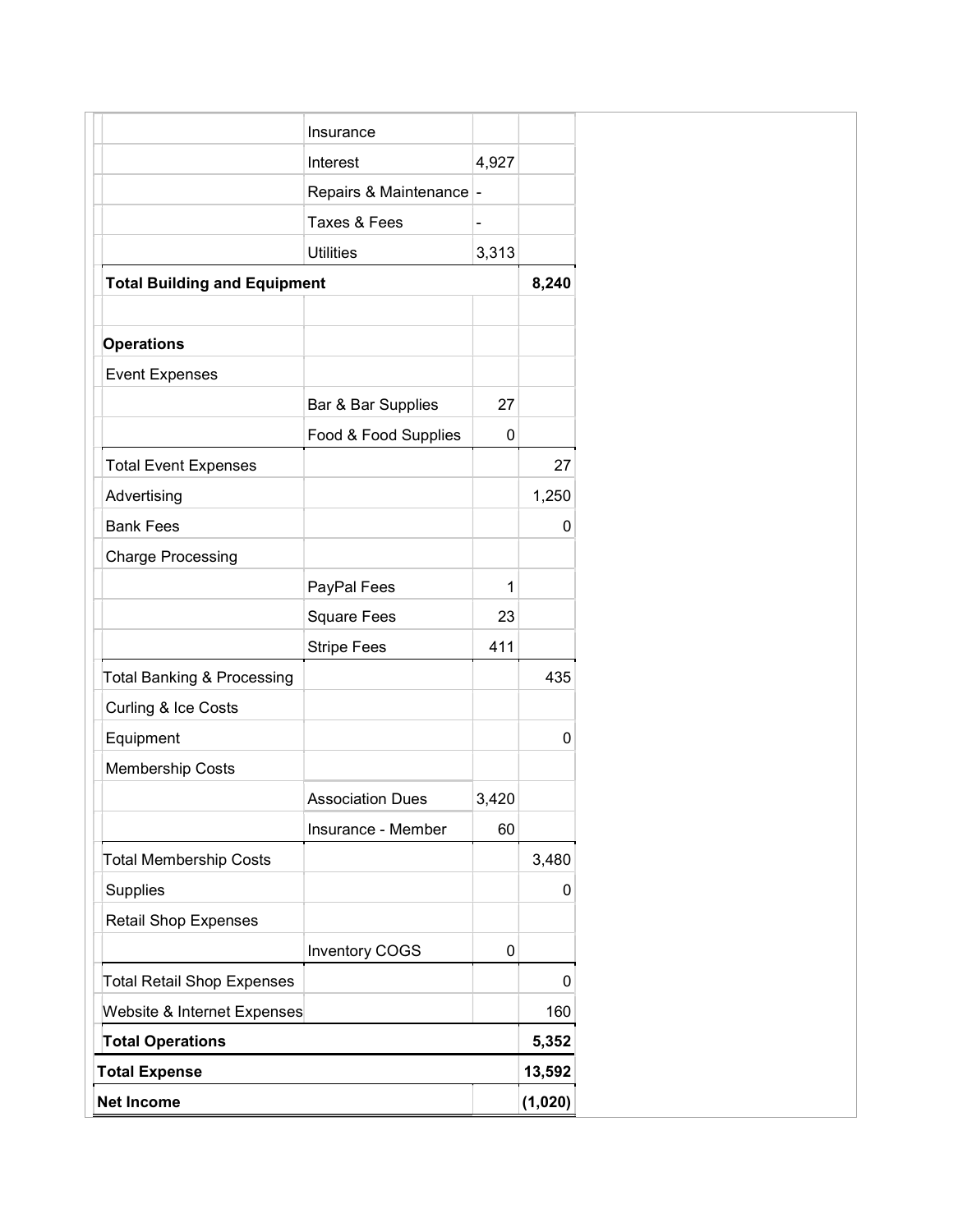| | | | |
|---|---|---|---|
| | Insurance | | |
| | Interest | 4,927 | |
| | Repairs & Maintenance | - | |
| | Taxes & Fees | - | |
| | Utilities | 3,313 | |
| **Total Building and Equipment** | | | **8,240** |
| | | | |
| **Operations** | | | |
| Event Expenses | | | |
| | Bar & Bar Supplies | 27 | |
| | Food & Food Supplies | 0 | |
| Total Event Expenses | | | 27 |
| Advertising | | | 1,250 |
| Bank Fees | | | 0 |
| Charge Processing | | | |
| | PayPal Fees | 1 | |
| | Square Fees | 23 | |
| | Stripe Fees | 411 | |
| Total Banking & Processing | | | 435 |
| Curling & Ice Costs | | | |
| Equipment | | | 0 |
| Membership Costs | | | |
| | Association Dues | 3,420 | |
| | Insurance - Member | 60 | |
| Total Membership Costs | | | 3,480 |
| Supplies | | | 0 |
| Retail Shop Expenses | | | |
| | Inventory COGS | 0 | |
| Total Retail Shop Expenses | | | 0 |
| Website & Internet Expenses | | | 160 |
| **Total Operations** | | | **5,352** |
| **Total Expense** | | | **13,592** |
| **Net Income** | | | **(1,020)** |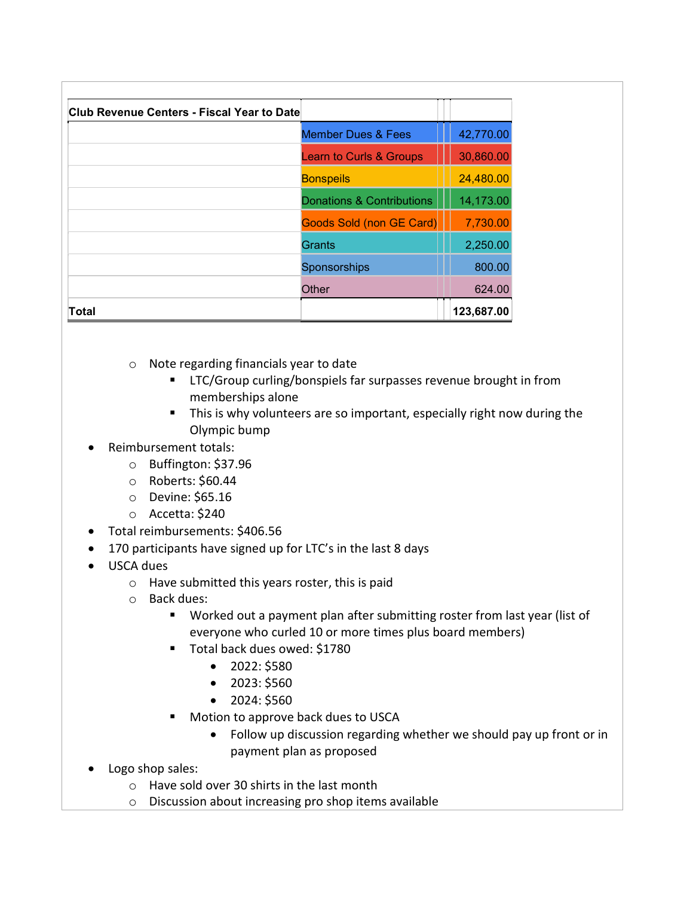| Club Revenue Centers - Fiscal Year to Date | | |
|---|---|---|
| | Member Dues & Fees | 42,770.00 |
| | Learn to Curls & Groups | 30,860.00 |
| | Bonspeils | 24,480.00 |
| | Donations & Contributions | 14,173.00 |
| | Goods Sold (non GE Card) | 7,730.00 |
| | Grants | 2,250.00 |
| | Sponsorships | 800.00 |
| | Other | 624.00 |
| **Total** | | **123,687.00** |

- Note regarding financials year to date
    - LTC/Group curling/bonspiels far surpasses revenue brought in from memberships alone
    - This is why volunteers are so important, especially right now during the Olympic bump

- Reimbursement totals:
    - Buffington: $37.96
    - Roberts: $60.44
    - Devine: $65.16
    - Accetta: $240
- Total reimbursements: $406.56
- 170 participants have signed up for LTC's in the last 8 days
- USCA dues
    - Have submitted this years roster, this is paid
    - Back dues:
        - Worked out a payment plan after submitting roster from last year (list of everyone who curled 10 or more times plus board members)
        - Total back dues owed: $1780
            - 2022: $580
            - 2023: $560
            - 2024: $560
        - Motion to approve back dues to USCA
            - Follow up discussion regarding whether we should pay up front or in payment plan as proposed
- Logo shop sales:
    - Have sold over 30 shirts in the last month
    - Discussion about increasing pro shop items available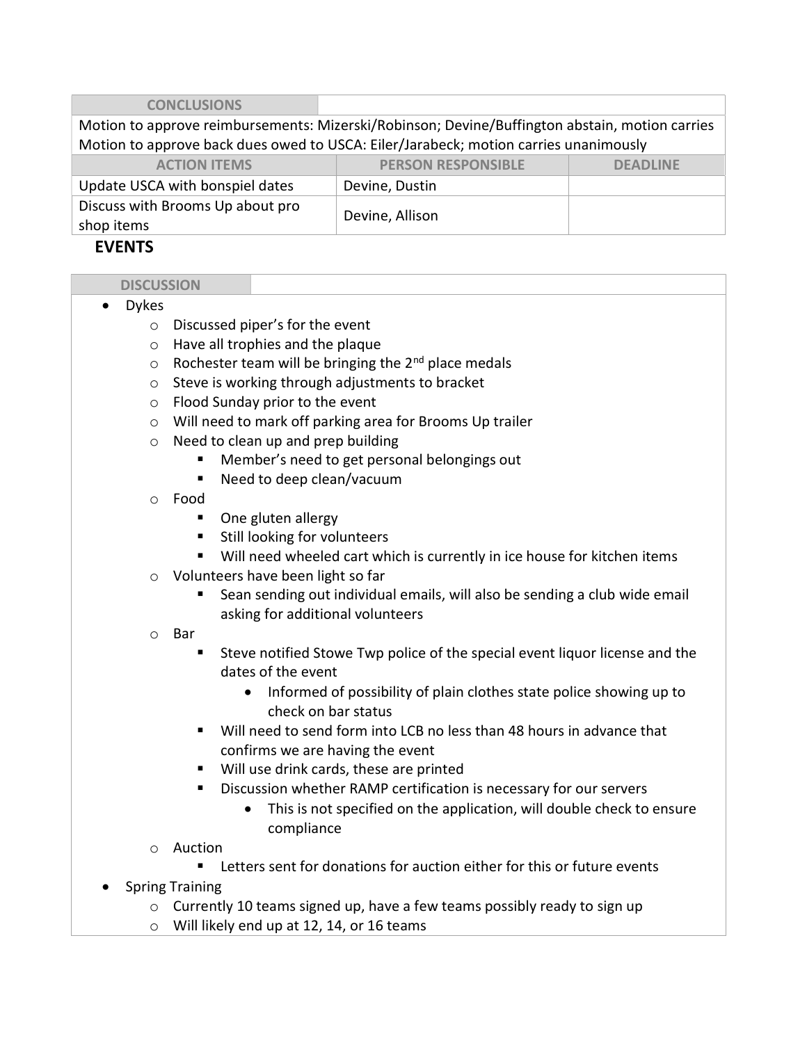| CONCLUSIONS | | |
|---|---|---|
| Motion to approve reimbursements: Mizerski/Robinson; Devine/Buffington abstain, motion carries<br>Motion to approve back dues owed to USCA: Eiler/Jarabeck; motion carries unanimously | | |
| **ACTION ITEMS** | **PERSON RESPONSIBLE** | **DEADLINE** |
| Update USCA with bonspiel dates | Devine, Dustin | |
| Discuss with Brooms Up about pro shop items | Devine, Allison | |

## EVENTS

**DISCUSSION**

- Dykes
  - Discussed piper's for the event
  - Have all trophies and the plaque
  - Rochester team will be bringing the 2nd place medals
  - Steve is working through adjustments to bracket
  - Flood Sunday prior to the event
  - Will need to mark off parking area for Brooms Up trailer
  - Need to clean up and prep building
    - Member's need to get personal belongings out
    - Need to deep clean/vacuum
  - Food
    - One gluten allergy
    - Still looking for volunteers
    - Will need wheeled cart which is currently in ice house for kitchen items
  - Volunteers have been light so far
    - Sean sending out individual emails, will also be sending a club wide email asking for additional volunteers
  - Bar
    - Steve notified Stowe Twp police of the special event liquor license and the dates of the event
      - Informed of possibility of plain clothes state police showing up to check on bar status
    - Will need to send form into LCB no less than 48 hours in advance that confirms we are having the event
    - Will use drink cards, these are printed
    - Discussion whether RAMP certification is necessary for our servers
      - This is not specified on the application, will double check to ensure compliance
  - Auction
    - Letters sent for donations for auction either for this or future events
- Spring Training
  - Currently 10 teams signed up, have a few teams possibly ready to sign up
  - Will likely end up at 12, 14, or 16 teams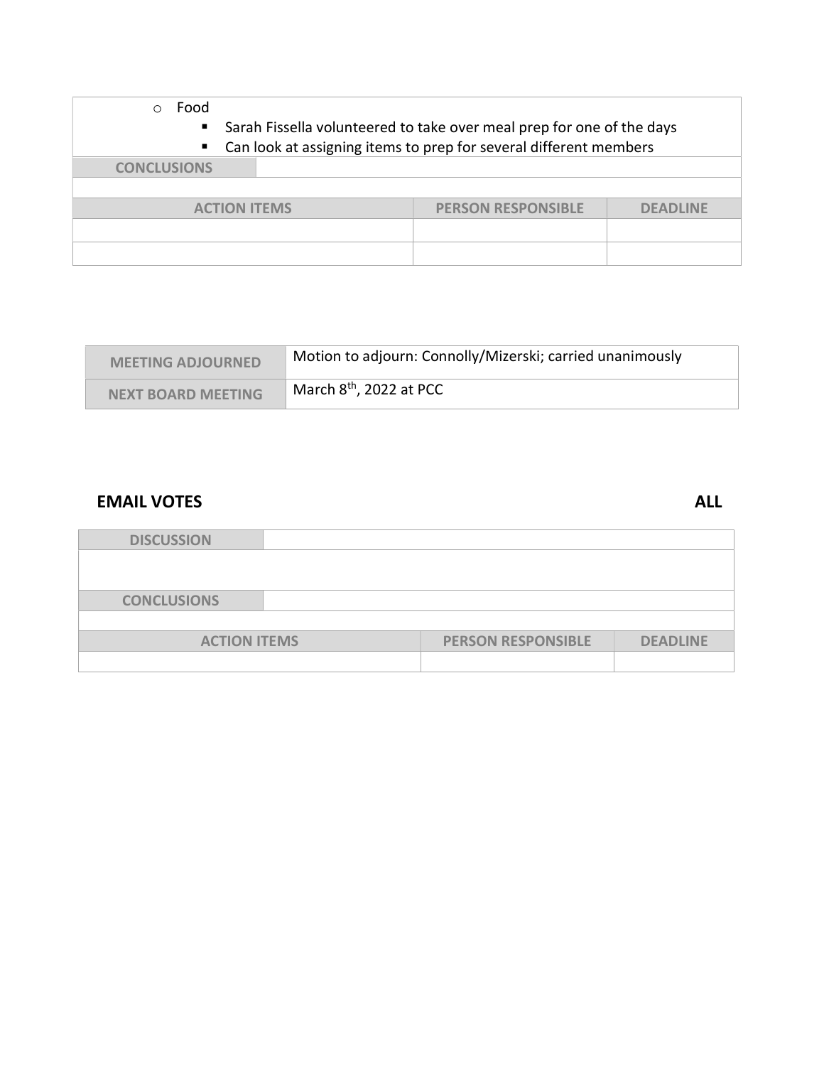- Food
  - Sarah Fissella volunteered to take over meal prep for one of the days
  - Can look at assigning items to prep for several different members

| CONCLUSIONS | |
|---|---|
| | |

| ACTION ITEMS | PERSON RESPONSIBLE | DEADLINE |
|---|---|---|
| | | |
| | | |

| | |
|---|---|
| MEETING ADJOURNED | Motion to adjourn: Connolly/Mizerski; carried unanimously |
| NEXT BOARD MEETING | March 8th, 2022 at PCC |

## EMAIL VOTES ALL

| DISCUSSION | |
|---|---|
| | |

| CONCLUSIONS | |
|---|---|
| | |

| ACTION ITEMS | PERSON RESPONSIBLE | DEADLINE |
|---|---|---|
| | | |